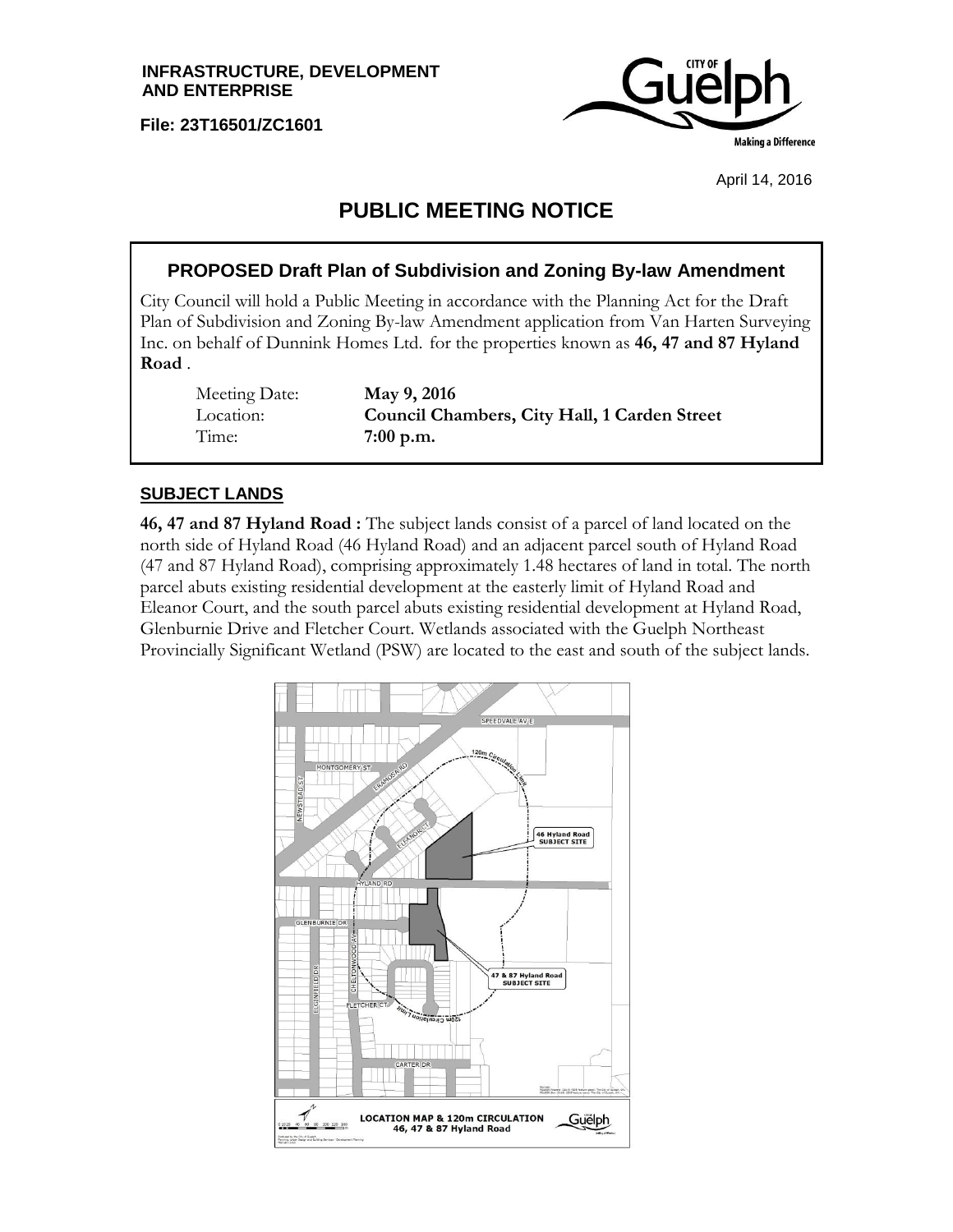**INFRASTRUCTURE, DEVELOPMENT AND ENTERPRISE**

**File: 23T16501/ZC1601**

April 14, 2016

# PUBLIC MEETING NOTICE

## PROPOSED Draft Plan of Subdivision and Zoning By-law Amendment

City Council will hold a Public Meeting in accordance with the Planning Act for the Draft Plan of Subdivision and Zoning By-law Amendment application from Van Harten Surveying Inc. on behalf of Dunnink Homes Ltd. for the properties known as **46, 47 and 87 Hyland Road** .

| | |
|---|---|
| Meeting Date: | **May 9, 2016** |
| Location: | **Council Chambers, City Hall, 1 Carden Street** |
| Time: | **7:00 p.m.** |

## SUBJECT LANDS

**46, 47 and 87 Hyland Road :** The subject lands consist of a parcel of land located on the north side of Hyland Road (46 Hyland Road) and an adjacent parcel south of Hyland Road (47 and 87 Hyland Road), comprising approximately 1.48 hectares of land in total. The north parcel abuts existing residential development at the easterly limit of Hyland Road and Eleanor Court, and the south parcel abuts existing residential development at Hyland Road, Glenburnie Drive and Fletcher Court. Wetlands associated with the Guelph Northeast Provincially Significant Wetland (PSW) are located to the east and south of the subject lands.

LOCATION MAP & 120m CIRCULATION
46, 47 & 87 Hyland Road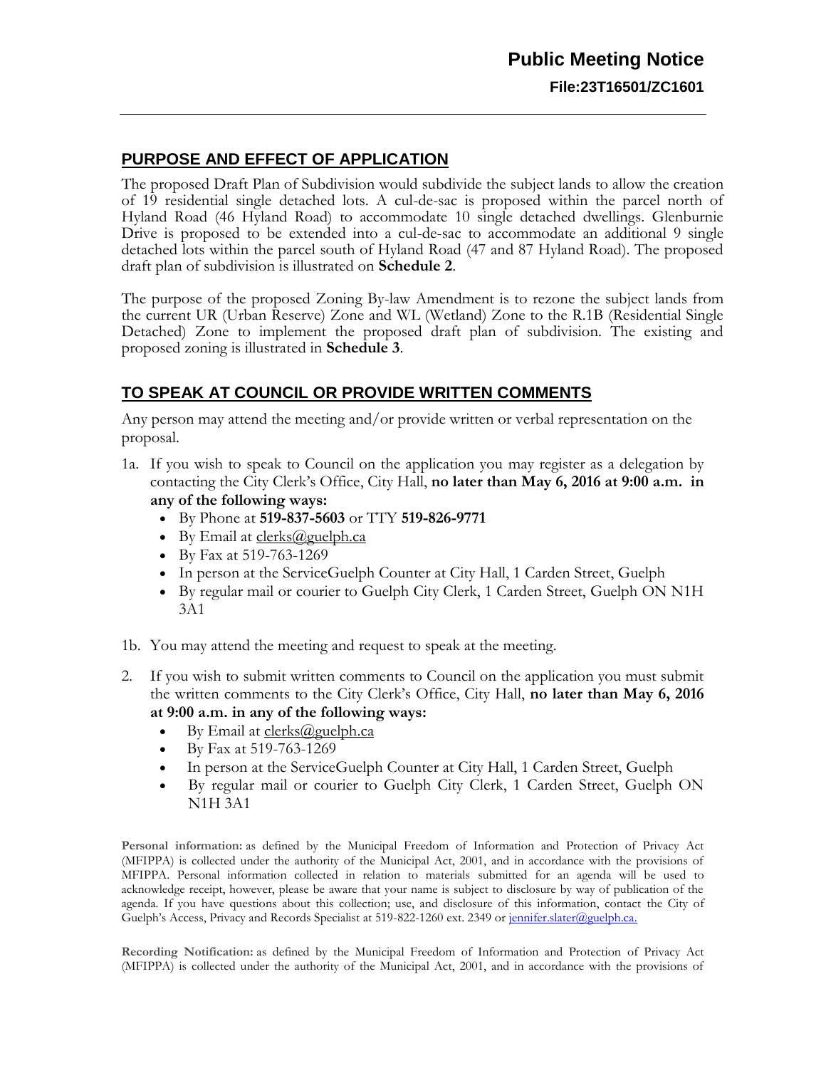# Public Meeting Notice

**File:23T16501/ZC1601**

## PURPOSE AND EFFECT OF APPLICATION

The proposed Draft Plan of Subdivision would subdivide the subject lands to allow the creation of 19 residential single detached lots. A cul-de-sac is proposed within the parcel north of Hyland Road (46 Hyland Road) to accommodate 10 single detached dwellings. Glenburnie Drive is proposed to be extended into a cul-de-sac to accommodate an additional 9 single detached lots within the parcel south of Hyland Road (47 and 87 Hyland Road). The proposed draft plan of subdivision is illustrated on **Schedule 2**.

The purpose of the proposed Zoning By-law Amendment is to rezone the subject lands from the current UR (Urban Reserve) Zone and WL (Wetland) Zone to the R.1B (Residential Single Detached) Zone to implement the proposed draft plan of subdivision. The existing and proposed zoning is illustrated in **Schedule 3**.

## TO SPEAK AT COUNCIL OR PROVIDE WRITTEN COMMENTS

Any person may attend the meeting and/or provide written or verbal representation on the proposal.

1a. If you wish to speak to Council on the application you may register as a delegation by contacting the City Clerk's Office, City Hall, **no later than May 6, 2016 at 9:00 a.m. in any of the following ways:**
   - By Phone at **519-837-5603** or TTY **519-826-9771**
   - By Email at clerks@guelph.ca
   - By Fax at 519-763-1269
   - In person at the ServiceGuelph Counter at City Hall, 1 Carden Street, Guelph
   - By regular mail or courier to Guelph City Clerk, 1 Carden Street, Guelph ON N1H 3A1

1b. You may attend the meeting and request to speak at the meeting.

2. If you wish to submit written comments to Council on the application you must submit the written comments to the City Clerk's Office, City Hall, **no later than May 6, 2016 at 9:00 a.m. in any of the following ways:**
   - By Email at clerks@guelph.ca
   - By Fax at 519-763-1269
   - In person at the ServiceGuelph Counter at City Hall, 1 Carden Street, Guelph
   - By regular mail or courier to Guelph City Clerk, 1 Carden Street, Guelph ON N1H 3A1

**Personal information:** as defined by the Municipal Freedom of Information and Protection of Privacy Act (MFIPPA) is collected under the authority of the Municipal Act, 2001, and in accordance with the provisions of MFIPPA. Personal information collected in relation to materials submitted for an agenda will be used to acknowledge receipt, however, please be aware that your name is subject to disclosure by way of publication of the agenda. If you have questions about this collection; use, and disclosure of this information, contact the City of Guelph's Access, Privacy and Records Specialist at 519-822-1260 ext. 2349 or jennifer.slater@guelph.ca.

**Recording Notification:** as defined by the Municipal Freedom of Information and Protection of Privacy Act (MFIPPA) is collected under the authority of the Municipal Act, 2001, and in accordance with the provisions of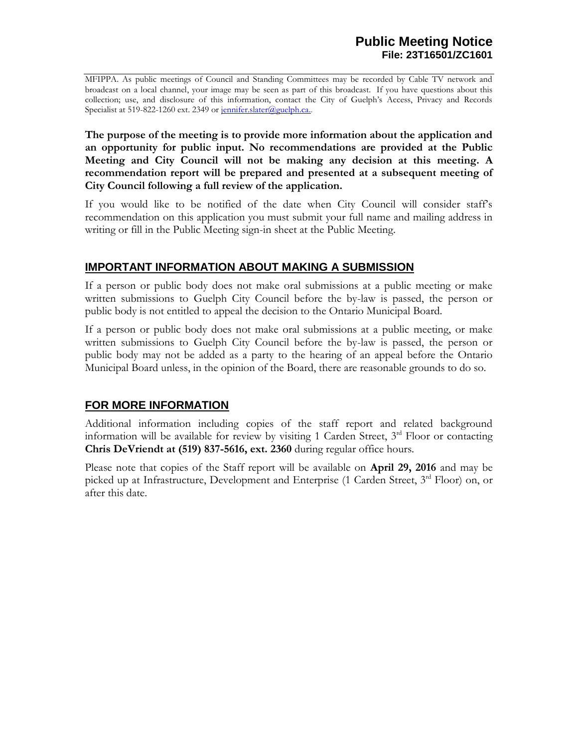MFIPPA. As public meetings of Council and Standing Committees may be recorded by Cable TV network and broadcast on a local channel, your image may be seen as part of this broadcast. If you have questions about this collection; use, and disclosure of this information, contact the City of Guelph's Access, Privacy and Records Specialist at 519-822-1260 ext. 2349 or jennifer.slater@guelph.ca..

**The purpose of the meeting is to provide more information about the application and an opportunity for public input. No recommendations are provided at the Public Meeting and City Council will not be making any decision at this meeting. A recommendation report will be prepared and presented at a subsequent meeting of City Council following a full review of the application.**

If you would like to be notified of the date when City Council will consider staff's recommendation on this application you must submit your full name and mailing address in writing or fill in the Public Meeting sign-in sheet at the Public Meeting.

## IMPORTANT INFORMATION ABOUT MAKING A SUBMISSION

If a person or public body does not make oral submissions at a public meeting or make written submissions to Guelph City Council before the by-law is passed, the person or public body is not entitled to appeal the decision to the Ontario Municipal Board.

If a person or public body does not make oral submissions at a public meeting, or make written submissions to Guelph City Council before the by-law is passed, the person or public body may not be added as a party to the hearing of an appeal before the Ontario Municipal Board unless, in the opinion of the Board, there are reasonable grounds to do so.

## FOR MORE INFORMATION

Additional information including copies of the staff report and related background information will be available for review by visiting 1 Carden Street, 3rd Floor or contacting **Chris DeVriendt at (519) 837-5616, ext. 2360** during regular office hours.

Please note that copies of the Staff report will be available on **April 29, 2016** and may be picked up at Infrastructure, Development and Enterprise (1 Carden Street, 3rd Floor) on, or after this date.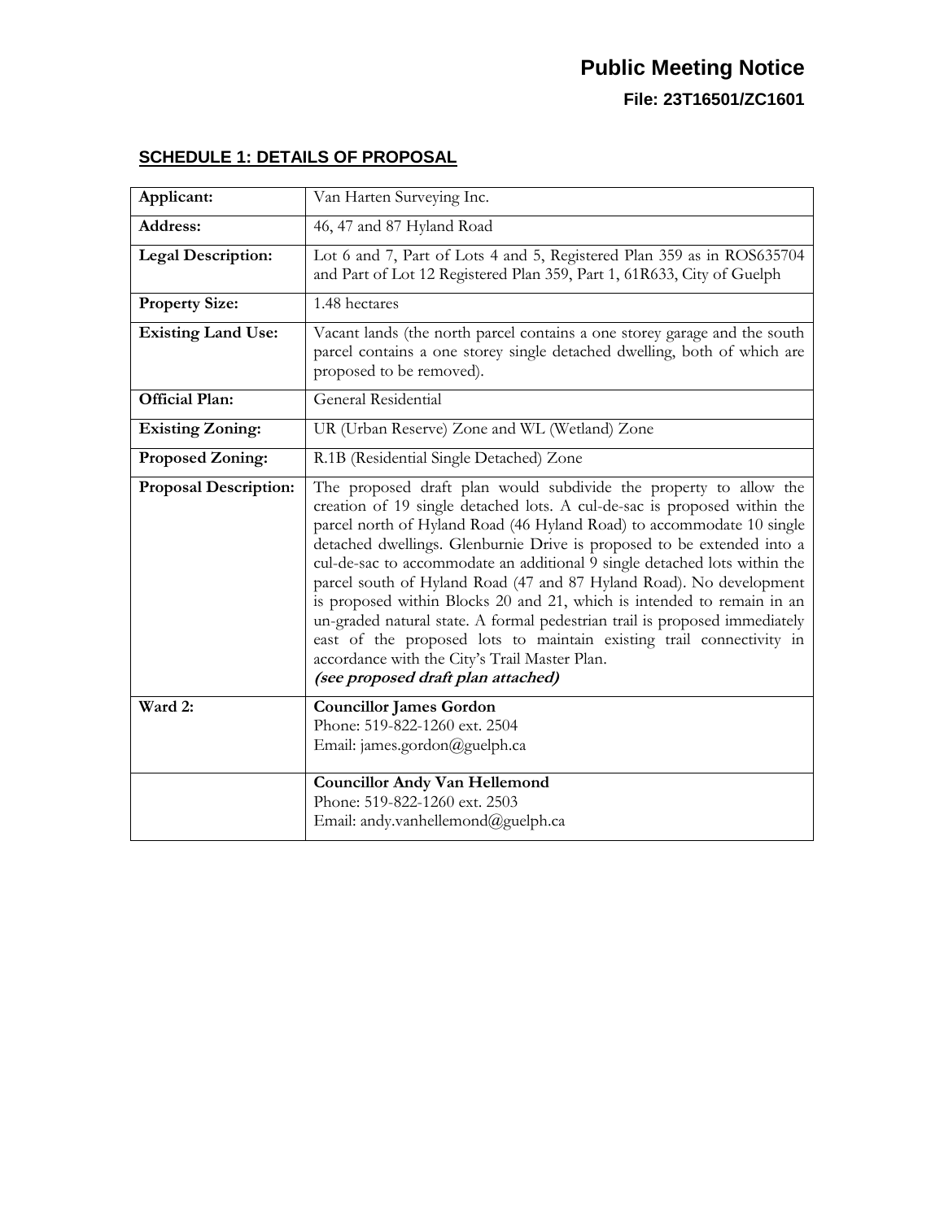# Public Meeting Notice

**File: 23T16501/ZC1601**

## SCHEDULE 1: DETAILS OF PROPOSAL

| **Applicant:** | Van Harten Surveying Inc. |
|---|---|
| **Address:** | 46, 47 and 87 Hyland Road |
| **Legal Description:** | Lot 6 and 7, Part of Lots 4 and 5, Registered Plan 359 as in ROS635704 and Part of Lot 12 Registered Plan 359, Part 1, 61R633, City of Guelph |
| **Property Size:** | 1.48 hectares |
| **Existing Land Use:** | Vacant lands (the north parcel contains a one storey garage and the south parcel contains a one storey single detached dwelling, both of which are proposed to be removed). |
| **Official Plan:** | General Residential |
| **Existing Zoning:** | UR (Urban Reserve) Zone and WL (Wetland) Zone |
| **Proposed Zoning:** | R.1B (Residential Single Detached) Zone |
| **Proposal Description:** | The proposed draft plan would subdivide the property to allow the creation of 19 single detached lots. A cul-de-sac is proposed within the parcel north of Hyland Road (46 Hyland Road) to accommodate 10 single detached dwellings. Glenburnie Drive is proposed to be extended into a cul-de-sac to accommodate an additional 9 single detached lots within the parcel south of Hyland Road (47 and 87 Hyland Road). No development is proposed within Blocks 20 and 21, which is intended to remain in an un-graded natural state. A formal pedestrian trail is proposed immediately east of the proposed lots to maintain existing trail connectivity in accordance with the City's Trail Master Plan. ***(see proposed draft plan attached)*** |
| **Ward 2:** | **Councillor James Gordon**<br>Phone: 519-822-1260 ext. 2504<br>Email: james.gordon@guelph.ca |
| | **Councillor Andy Van Hellemond**<br>Phone: 519-822-1260 ext. 2503<br>Email: andy.vanhellemond@guelph.ca |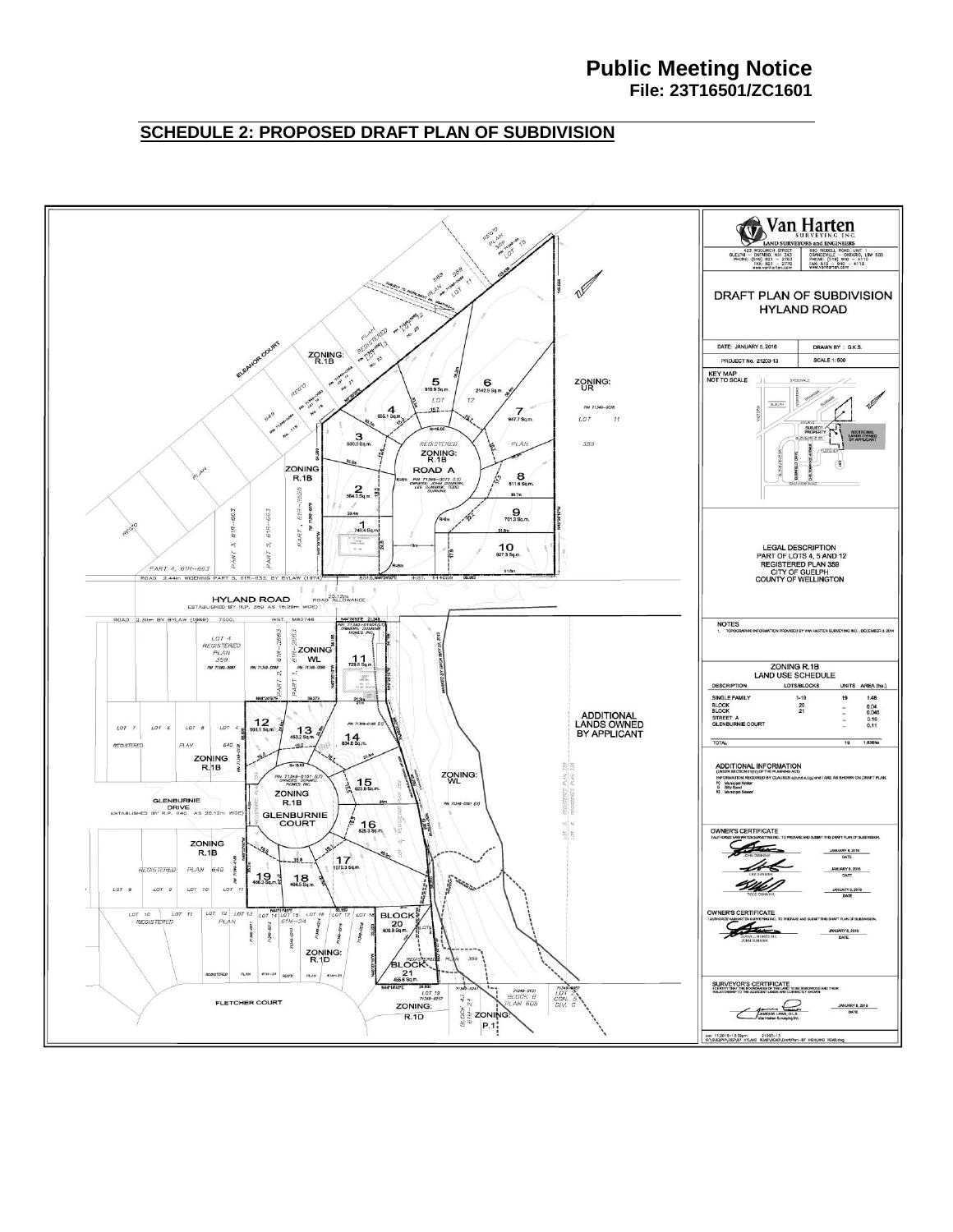# Public Meeting Notice

**File: 23T16501/ZC1601**

## SCHEDULE 2: PROPOSED DRAFT PLAN OF SUBDIVISION

**Van Harten SURVEYING INC.**
LAND SURVEYORS and ENGINEERS

423 WOOLWICH STREET
GUELPH - ONTARIO, N1H 3X3
PHONE: (519) 821 - 2763
FAX: 821 - 2770
www.vanharten.com

660 RIDDELL ROAD, UNIT 1
ORANGEVILLE - ONTARIO, L9W 5G5
PHONE: (519) 940 - 4110
FAX: 519 - 940 - 4113
www.vanharten.com

### DRAFT PLAN OF SUBDIVISION
### HYLAND ROAD

DATE: JANUARY 5, 2016 | DRAWN BY: G.K.S.
PROJECT No. 21203-13 | SCALE 1:500

KEY MAP
NOT TO SCALE

LEGAL DESCRIPTION
PART OF LOTS 4, 5 AND 12
REGISTERED PLAN 359
CITY OF GUELPH
COUNTY OF WELLINGTON

NOTES
1. TOPOGRAPHIC INFORMATION PROVIDED BY VAN HARTEN SURVEYING INC., DECEMBER 3, 2014

ZONING R.1B
LAND USE SCHEDULE

| DESCRIPTION | LOTS/BLOCKS | UNITS | AREA (ha.) |
|---|---|---|---|
| SINGLE FAMILY | 1-19 | 19 | 1.48 |
| BLOCK | 20 | – | 0.04 |
| BLOCK | 21 | – | 0.046 |
| STREET A | | – | 0.16 |
| GLENBURNIE COURT | | – | 0.11 |
| TOTAL | | 19 | 1.836ha |

ADDITIONAL INFORMATION
(UNDER SECTION 51(17) OF THE PLANNING ACT)
INFORMATION REQUIRED BY CLAUSES a,b,c,d,e,f,g,j and l ARE AS SHOWN ON DRAFT PLAN.
h) Municipal Water
i) Silty Sand
k) Municipal Sewer

OWNER'S CERTIFICATE
I AUTHORIZE VAN HARTEN SURVEYING INC. TO PREPARE AND SUBMIT THIS DRAFT PLAN OF SUBDIVISION.

JOHN DUNNINK — JANUARY 5, 2016 — DATE
LEE DUNNINK — JANUARY 5, 2016 — DATE
TODD DUNNINK — JANUARY 5, 2016 — DATE

OWNER'S CERTIFICATE
I AUTHORIZE VAN HARTEN SURVEYING INC. TO PREPARE AND SUBMIT THIS DRAFT PLAN OF SUBDIVISION.

DUNNELL HOMES INC.
JOHN DUNNINK — JANUARY 5, 2016 — DATE

SURVEYOR'S CERTIFICATE
I CERTIFY THAT THE BOUNDARIES OF THE LAND TO BE SUBDIVIDED AND THEIR RELATIONSHIP TO THE ADJACENT LANDS ARE CORRECTLY SHOWN.

JAMES M. LAWS, O.L.S.
Van Harten Surveying Inc. — JANUARY 5, 2016 — DATE

Plan labels: HYLAND ROAD (ESTABLISHED BY R.P. 359 AS 16.29m WIDE); 20.12m ROAD ALLOWANCE; ELEANOR COURT; GLENBURNIE DRIVE (ESTABLISHED BY R.P. 640 AS 20.12m WIDE); GLENBURNIE COURT; FLETCHER COURT; ROAD A; ADDITIONAL LANDS OWNED BY APPLICANT; ZONING: R.1B; ZONING: UR; ZONING: WL; ZONING: R.1D; ZONING: P.1

Lots: 1 – 748.4 Sq.m.; 2 – 664.0 Sq.m.; 3 – 600.0 Sq.m.; 4 – 805.1 Sq.m.; 5 – 910.9 Sq.m.; 6 – 2142.9 Sq.m.; 7 – 967.7 Sq.m.; 8 – 611.8 Sq.m.; 9 – 701.2 Sq.m.; 10 – 807.3 Sq.m.; 11 – 729.8 Sq.m.; 12 – 503.1 Sq.m.; 13 – 453.2 Sq.m.; 14 – 834.6 Sq.m.; 15 – 623.8 Sq.m.; 16 – 826.3 Sq.m.; 17 – 1070.3 Sq.m.; 18 – 484.5 Sq.m.; 19 – 488.3 Sq.m.; BLOCK 20 – 400.8 Sq.m.; BLOCK 21 – 455.6 Sq.m.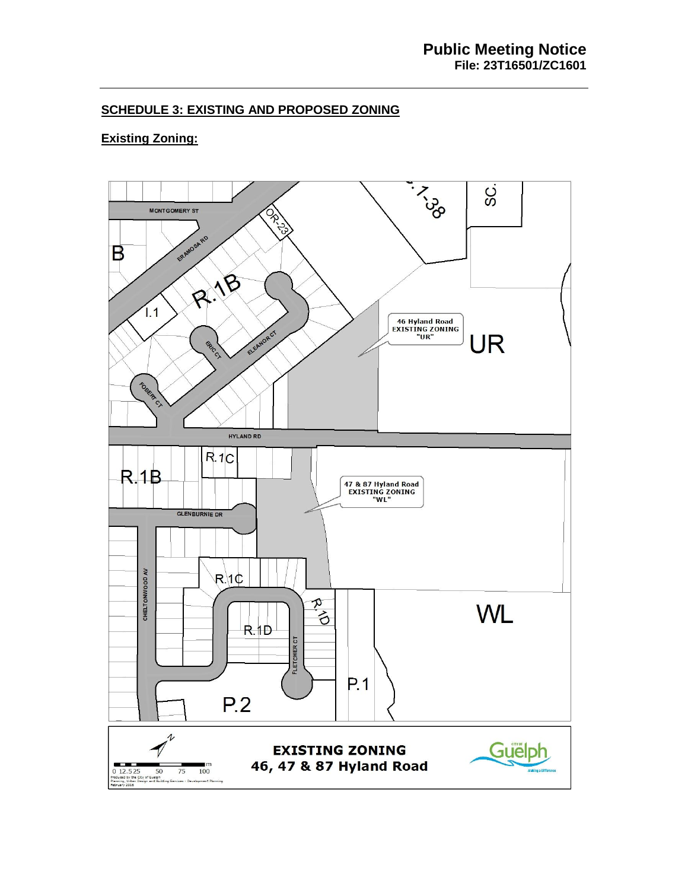**Public Meeting Notice**
**File: 23T16501/ZC1601**

## SCHEDULE 3: EXISTING AND PROPOSED ZONING

### Existing Zoning:

MONTGOMERY ST

ERAMOSA RD

OR-23

B

R.1B

I.1

ERIC CT

ELEANOR CT

FOBERT CT

46 Hyland Road EXISTING ZONING "UR"

UR

SC.

HYLAND RD

R.1C

R.1B

47 & 87 Hyland Road EXISTING ZONING "WL"

GLENBURNIE DR

CHELTONWOOD AV

R.1C

R.1D

R.1D

FLETCHER CT

WL

P.1

P.2

0 12.5 25 50 75 100 m

Produced by the City of Guelph
Planning, Urban Design and Building Services - Development Planning
February 2016

**EXISTING ZONING**
**46, 47 & 87 Hyland Road**

Guelph — Making a Difference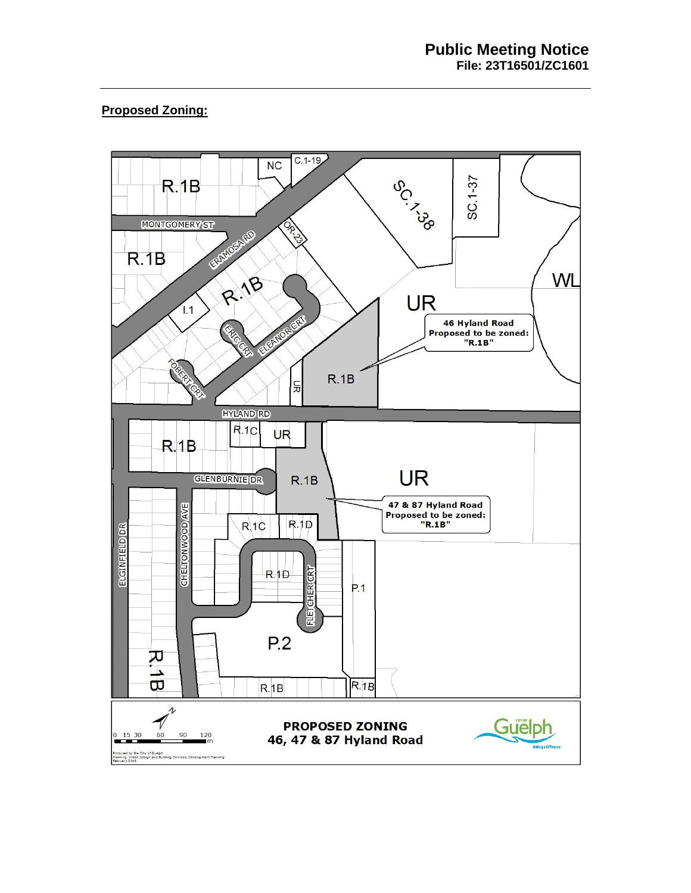# Public Meeting Notice
**File: 23T16501/ZC1601**

**Proposed Zoning:**

NC
C.1-19
R.1B
SC.1-38
SC.1-37
MONTGOMERY ST
OR-23
ERAMOSA RD
R.1B
WL
R.1B
UR
I.1
46 Hyland Road
Proposed to be zoned:
"R.1B"
ERIC CRT
ELEANOR CRT
FOBERT CRT
UR
R.1B
HYLAND RD
R.1C
UR
R.1B
GLENBURNIE DR
R.1B
UR
47 & 87 Hyland Road
Proposed to be zoned:
"R.1B"
CHELTONWOOD AVE
R.1C
R.1D
ELGINFIELD DR
R.1D
FLETCHER CRT
P.1
P.2
R.1B
R.1B
R.1B

0 15 30 60 90 120 m

Produced by the City of Guelph
Planning, Urban Design and Building Services, Development Planning
February 2016

**PROPOSED ZONING**
**46, 47 & 87 Hyland Road**

City of Guelph
Making a Difference